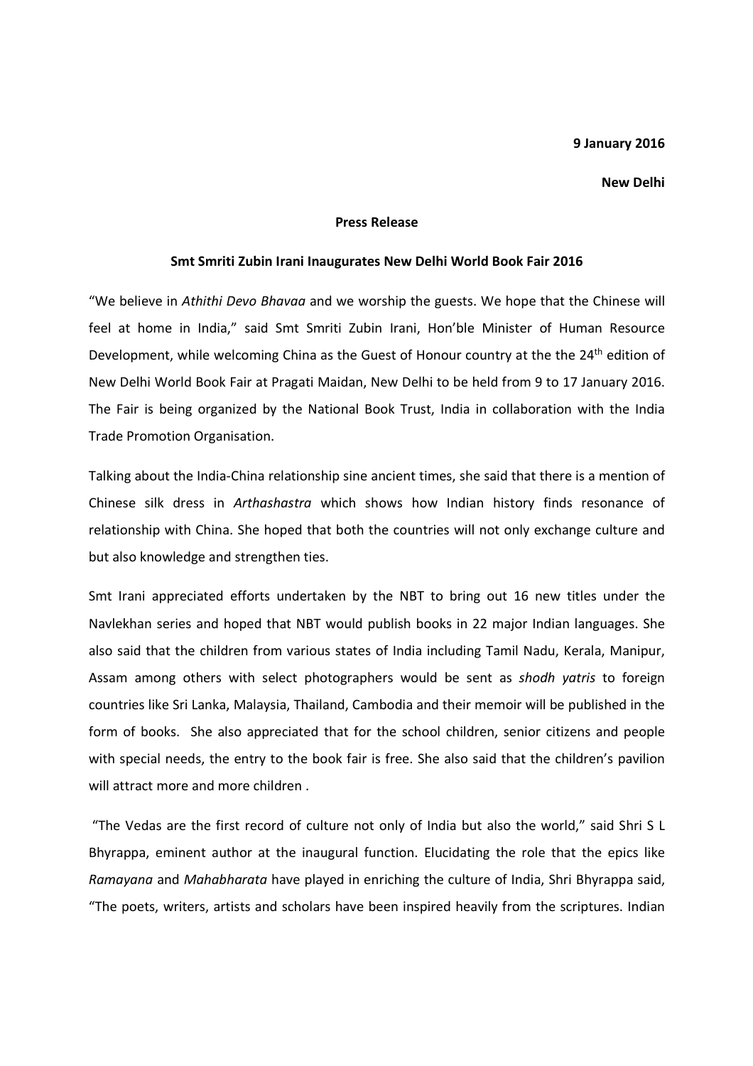**9 January 2016**

**New Delhi**

**Press Release**

**Smt Smriti Zubin Irani Inaugurates New Delhi World Book Fair 2016**

"We believe in *Athithi Devo Bhavaa* and we worship the guests. We hope that the Chinese will feel at home in India," said Smt Smriti Zubin Irani, Hon'ble Minister of Human Resource Development, while welcoming China as the Guest of Honour country at the the 24th edition of New Delhi World Book Fair at Pragati Maidan, New Delhi to be held from 9 to 17 January 2016. The Fair is being organized by the National Book Trust, India in collaboration with the India Trade Promotion Organisation.

Talking about the India-China relationship sine ancient times, she said that there is a mention of Chinese silk dress in *Arthashastra* which shows how Indian history finds resonance of relationship with China. She hoped that both the countries will not only exchange culture and but also knowledge and strengthen ties.

Smt Irani appreciated efforts undertaken by the NBT to bring out 16 new titles under the Navlekhan series and hoped that NBT would publish books in 22 major Indian languages. She also said that the children from various states of India including Tamil Nadu, Kerala, Manipur, Assam among others with select photographers would be sent as *shodh yatris* to foreign countries like Sri Lanka, Malaysia, Thailand, Cambodia and their memoir will be published in the form of books. She also appreciated that for the school children, senior citizens and people with special needs, the entry to the book fair is free. She also said that the children's pavilion will attract more and more children .

"The Vedas are the first record of culture not only of India but also the world," said Shri S L Bhyrappa, eminent author at the inaugural function. Elucidating the role that the epics like *Ramayana* and *Mahabharata* have played in enriching the culture of India, Shri Bhyrappa said, "The poets, writers, artists and scholars have been inspired heavily from the scriptures. Indian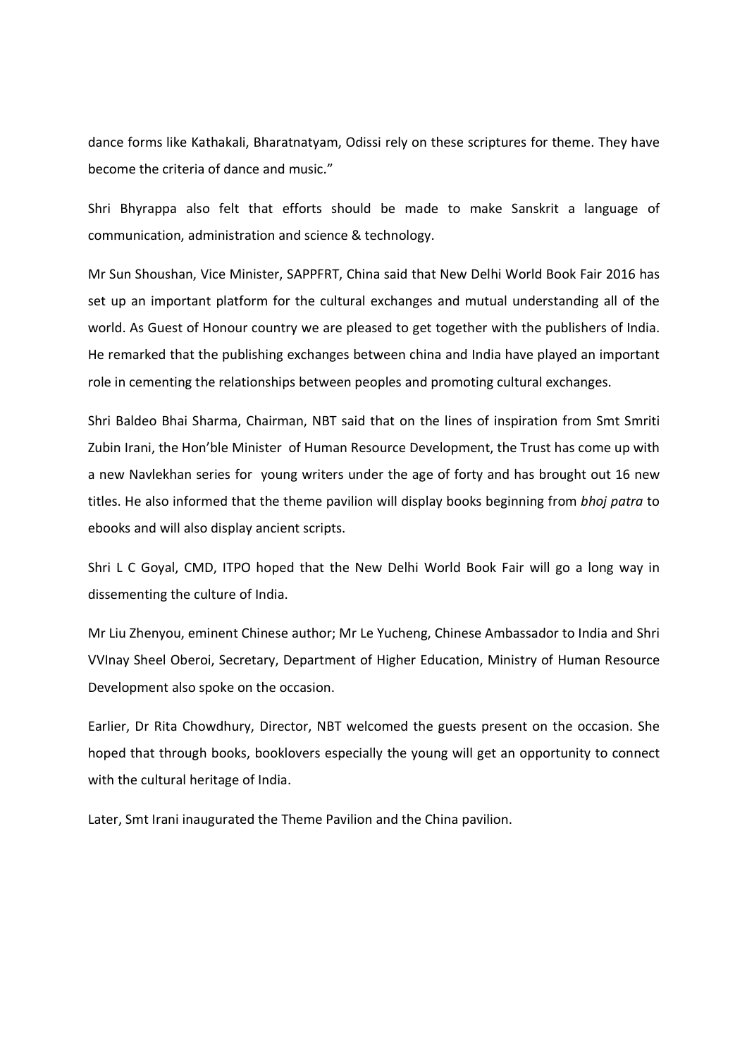dance forms like Kathakali, Bharatnatyam, Odissi rely on these scriptures for theme. They have become the criteria of dance and music."

Shri Bhyrappa also felt that efforts should be made to make Sanskrit a language of communication, administration and science & technology.

Mr Sun Shoushan, Vice Minister, SAPPFRT, China said that New Delhi World Book Fair 2016 has set up an important platform for the cultural exchanges and mutual understanding all of the world. As Guest of Honour country we are pleased to get together with the publishers of India. He remarked that the publishing exchanges between china and India have played an important role in cementing the relationships between peoples and promoting cultural exchanges.

Shri Baldeo Bhai Sharma, Chairman, NBT said that on the lines of inspiration from Smt Smriti Zubin Irani, the Hon'ble Minister of Human Resource Development, the Trust has come up with a new Navlekhan series for young writers under the age of forty and has brought out 16 new titles. He also informed that the theme pavilion will display books beginning from *bhoj patra* to ebooks and will also display ancient scripts.

Shri L C Goyal, CMD, ITPO hoped that the New Delhi World Book Fair will go a long way in dissementing the culture of India.

Mr Liu Zhenyou, eminent Chinese author; Mr Le Yucheng, Chinese Ambassador to India and Shri VVInay Sheel Oberoi, Secretary, Department of Higher Education, Ministry of Human Resource Development also spoke on the occasion.

Earlier, Dr Rita Chowdhury, Director, NBT welcomed the guests present on the occasion. She hoped that through books, booklovers especially the young will get an opportunity to connect with the cultural heritage of India.

Later, Smt Irani inaugurated the Theme Pavilion and the China pavilion.